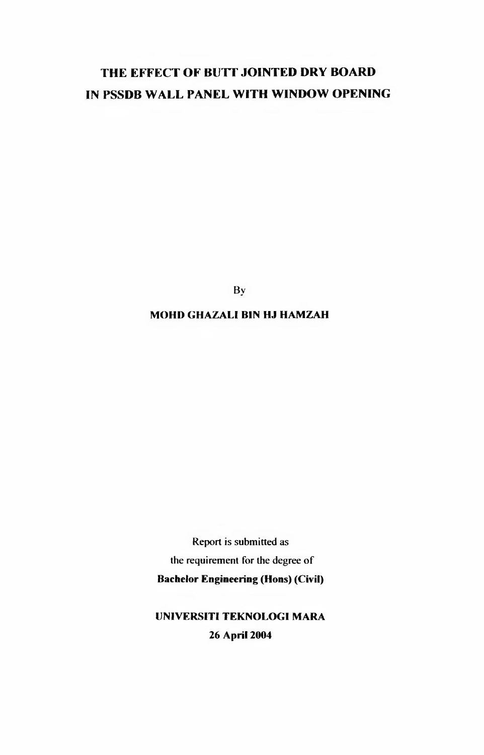# THE EFFECT OF BUTT JOINTED DRY BOARD IN PSSDB WALL PANEL WITH WINDOW OPENING

By

**MOHD GHAZALI BIN HJ HAMZAH**

Report is submitted as

the requirement for the degree of

**Bachelor Engineering (Hons) (Civil)**

**UNIVERSITI TEKNOLOGI MARA**

**26 April 2004**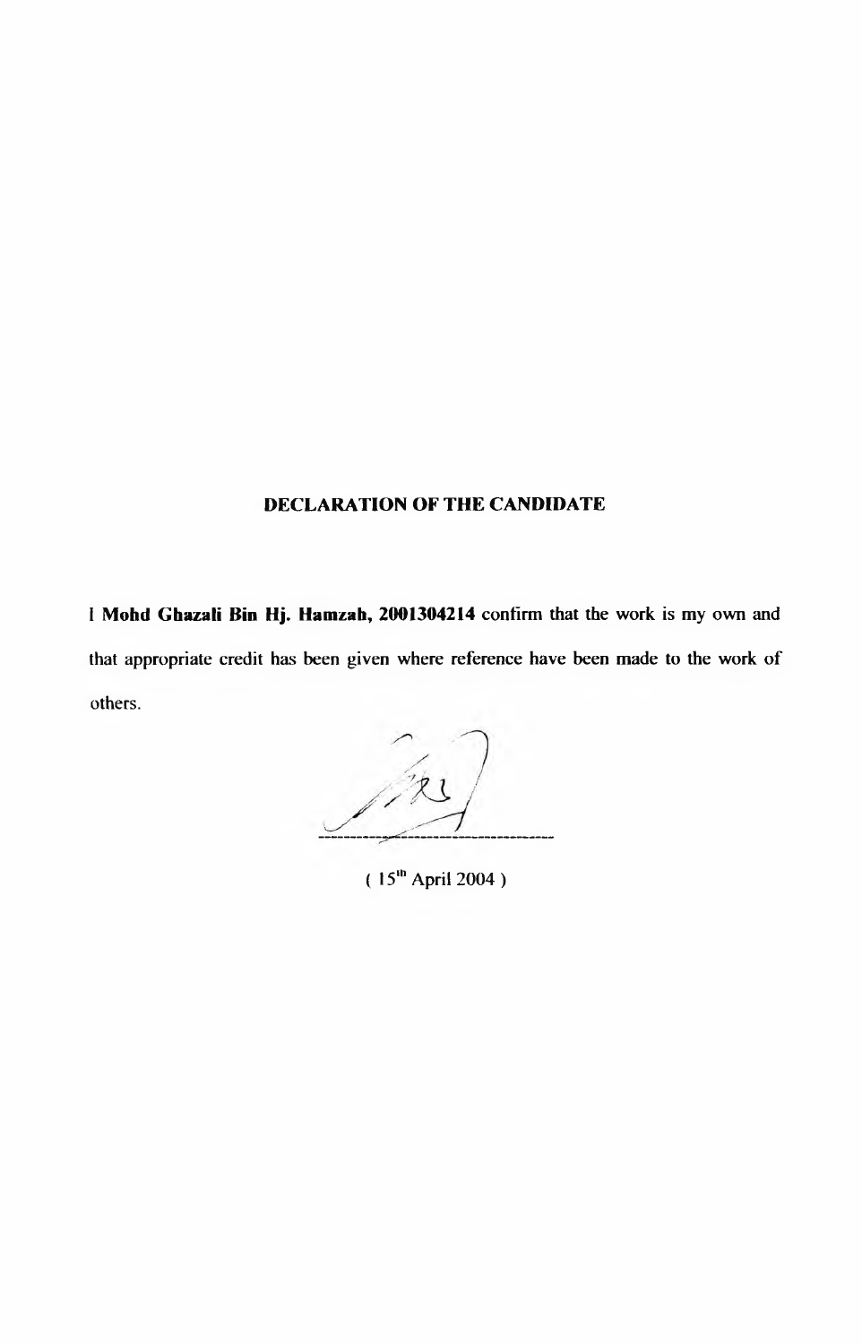# DECLARATION OF THE CANDIDATE

I **Mohd Ghazali Bin Hj. Hamzah, 2001304214** confirm that the work is my own and that appropriate credit has been given where reference have been made to the work of others.

( 15th April 2004 )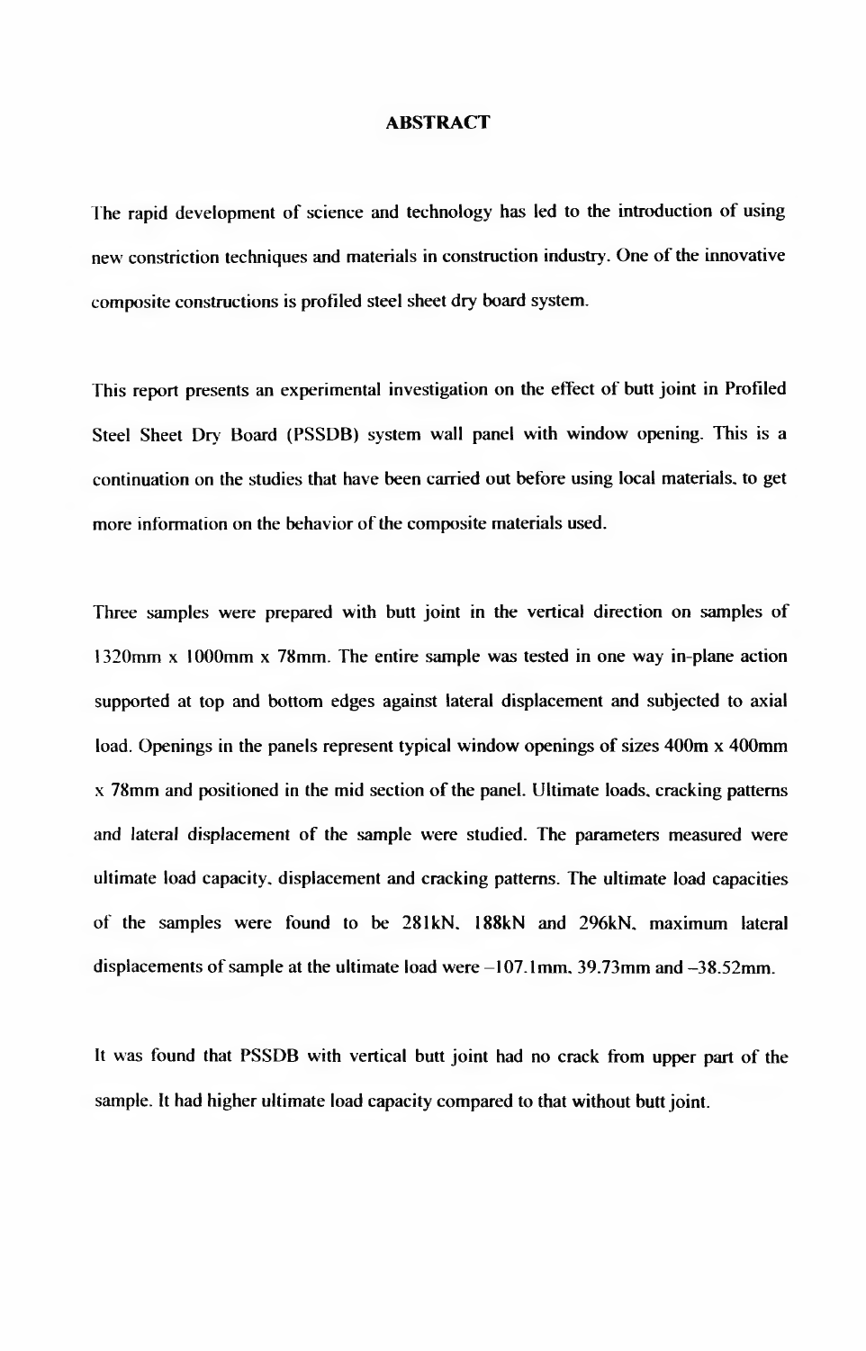# ABSTRACT

The rapid development of science and technology has led to the introduction of using new constriction techniques and materials in construction industry. One of the innovative composite constructions is profiled steel sheet dry board system.

This report presents an experimental investigation on the effect of butt joint in Profiled Steel Sheet Dry Board (PSSDB) system wall panel with window opening. This is a continuation on the studies that have been carried out before using local materials, to get more information on the behavior of the composite materials used.

Three samples were prepared with butt joint in the vertical direction on samples of 1320mm x 1000mm x 78mm. The entire sample was tested in one way in-plane action supported at top and bottom edges against lateral displacement and subjected to axial load. Openings in the panels represent typical window openings of sizes 400m x 400mm x 78mm and positioned in the mid section of the panel. Ultimate loads, cracking patterns and lateral displacement of the sample were studied. The parameters measured were ultimate load capacity, displacement and cracking patterns. The ultimate load capacities of the samples were found to be 281kN, 188kN and 296kN, maximum lateral displacements of sample at the ultimate load were –107.1mm, 39.73mm and –38.52mm.

It was found that PSSDB with vertical butt joint had no crack from upper part of the sample. It had higher ultimate load capacity compared to that without butt joint.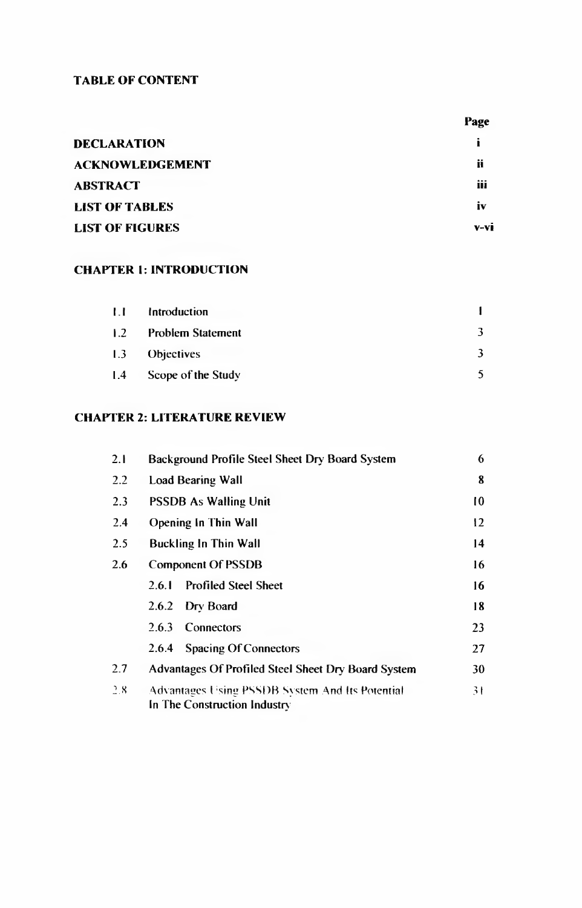## TABLE OF CONTENT

| | Page |
|---|---|
| **DECLARATION** | **i** |
| **ACKNOWLEDGEMENT** | **ii** |
| **ABSTRACT** | **iii** |
| **LIST OF TABLES** | **iv** |
| **LIST OF FIGURES** | **v-vi** |

### CHAPTER 1: INTRODUCTION

| | | |
|---|---|---|
| 1.1 | Introduction | 1 |
| 1.2 | Problem Statement | 3 |
| 1.3 | Objectives | 3 |
| 1.4 | Scope of the Study | 5 |

### CHAPTER 2: LITERATURE REVIEW

| | | |
|---|---|---|
| 2.1 | Background Profile Steel Sheet Dry Board System | 6 |
| 2.2 | Load Bearing Wall | 8 |
| 2.3 | PSSDB As Walling Unit | 10 |
| 2.4 | Opening In Thin Wall | 12 |
| 2.5 | Buckling In Thin Wall | 14 |
| 2.6 | Component Of PSSDB | 16 |
| | 2.6.1 Profiled Steel Sheet | 16 |
| | 2.6.2 Dry Board | 18 |
| | 2.6.3 Connectors | 23 |
| | 2.6.4 Spacing Of Connectors | 27 |
| 2.7 | Advantages Of Profiled Steel Sheet Dry Board System | 30 |
| 2.8 | Advantages Using PSSDB System And Its Potential In The Construction Industry | 31 |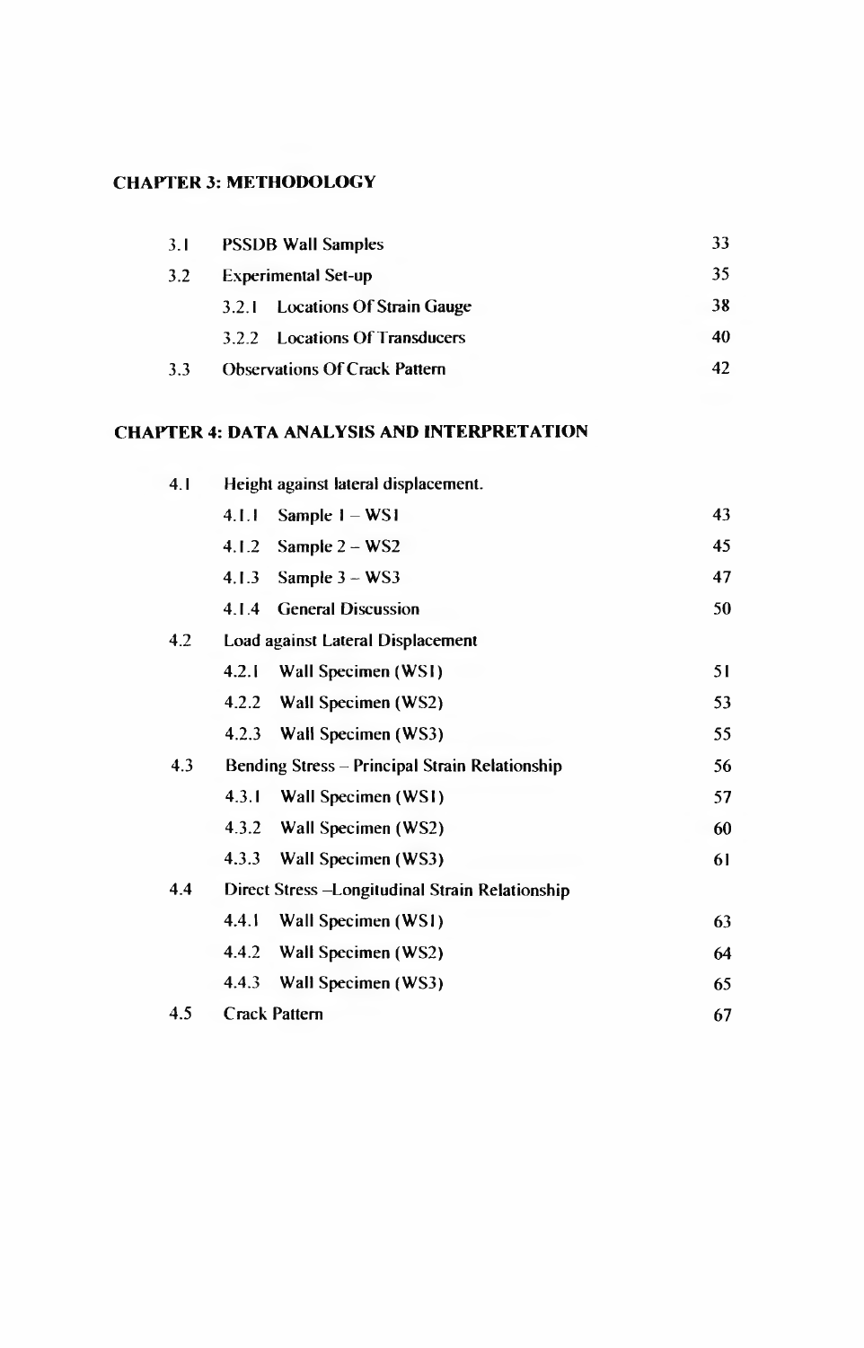**CHAPTER 3: METHODOLOGY**

| | | |
|---|---|---|
| 3.1 | PSSDB Wall Samples | 33 |
| 3.2 | Experimental Set-up | 35 |
| | 3.2.1 Locations Of Strain Gauge | 38 |
| | 3.2.2 Locations Of Transducers | 40 |
| 3.3 | Observations Of Crack Pattern | 42 |

**CHAPTER 4: DATA ANALYSIS AND INTERPRETATION**

| | | |
|---|---|---|
| 4.1 | Height against lateral displacement. | |
| | 4.1.1 Sample 1 – WS1 | 43 |
| | 4.1.2 Sample 2 – WS2 | 45 |
| | 4.1.3 Sample 3 – WS3 | 47 |
| | 4.1.4 General Discussion | 50 |
| 4.2 | Load against Lateral Displacement | |
| | 4.2.1 Wall Specimen (WS1) | 51 |
| | 4.2.2 Wall Specimen (WS2) | 53 |
| | 4.2.3 Wall Specimen (WS3) | 55 |
| 4.3 | Bending Stress – Principal Strain Relationship | 56 |
| | 4.3.1 Wall Specimen (WS1) | 57 |
| | 4.3.2 Wall Specimen (WS2) | 60 |
| | 4.3.3 Wall Specimen (WS3) | 61 |
| 4.4 | Direct Stress –Longitudinal Strain Relationship | |
| | 4.4.1 Wall Specimen (WS1) | 63 |
| | 4.4.2 Wall Specimen (WS2) | 64 |
| | 4.4.3 Wall Specimen (WS3) | 65 |
| 4.5 | Crack Pattern | 67 |